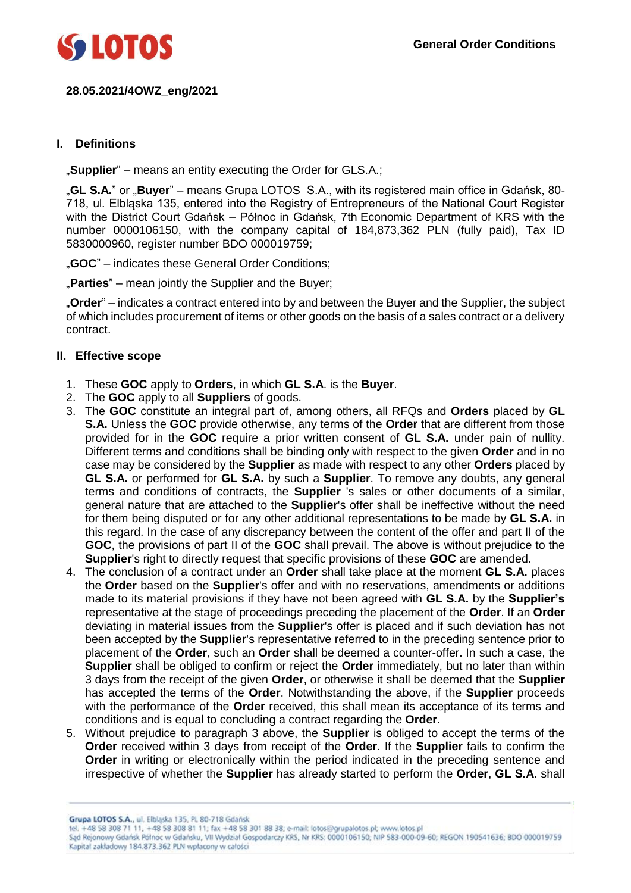28.05.2021/4OWZ_eng/2021

## I. Definitions

„**Supplier**" – means an entity executing the Order for GLS.A.;

„**GL S.A.**" or „**Buyer**" – means Grupa LOTOS S.A., with its registered main office in Gdańsk, 80-718, ul. Elbląska 135, entered into the Registry of Entrepreneurs of the National Court Register with the District Court Gdańsk – Północ in Gdańsk, 7th Economic Department of KRS with the number 0000106150, with the company capital of 184,873,362 PLN (fully paid), Tax ID 5830000960, register number BDO 000019759;

„**GOC**" – indicates these General Order Conditions;

„**Parties**" – mean jointly the Supplier and the Buyer;

„**Order**" – indicates a contract entered into by and between the Buyer and the Supplier, the subject of which includes procurement of items or other goods on the basis of a sales contract or a delivery contract.

## II. Effective scope

1. These **GOC** apply to **Orders**, in which **GL S.A**. is the **Buyer**.
2. The **GOC** apply to all **Suppliers** of goods.
3. The **GOC** constitute an integral part of, among others, all RFQs and **Orders** placed by **GL S.A.** Unless the **GOC** provide otherwise, any terms of the **Order** that are different from those provided for in the **GOC** require a prior written consent of **GL S.A.** under pain of nullity. Different terms and conditions shall be binding only with respect to the given **Order** and in no case may be considered by the **Supplier** as made with respect to any other **Orders** placed by **GL S.A.** or performed for **GL S.A.** by such a **Supplier**. To remove any doubts, any general terms and conditions of contracts, the **Supplier** 's sales or other documents of a similar, general nature that are attached to the **Supplier**'s offer shall be ineffective without the need for them being disputed or for any other additional representations to be made by **GL S.A.** in this regard. In the case of any discrepancy between the content of the offer and part II of the **GOC**, the provisions of part II of the **GOC** shall prevail. The above is without prejudice to the **Supplier**'s right to directly request that specific provisions of these **GOC** are amended.
4. The conclusion of a contract under an **Order** shall take place at the moment **GL S.A.** places the **Order** based on the **Supplier**'s offer and with no reservations, amendments or additions made to its material provisions if they have not been agreed with **GL S.A.** by the **Supplier's** representative at the stage of proceedings preceding the placement of the **Order**. If an **Order** deviating in material issues from the **Supplier**'s offer is placed and if such deviation has not been accepted by the **Supplier**'s representative referred to in the preceding sentence prior to placement of the **Order**, such an **Order** shall be deemed a counter-offer. In such a case, the **Supplier** shall be obliged to confirm or reject the **Order** immediately, but no later than within 3 days from the receipt of the given **Order**, or otherwise it shall be deemed that the **Supplier** has accepted the terms of the **Order**. Notwithstanding the above, if the **Supplier** proceeds with the performance of the **Order** received, this shall mean its acceptance of its terms and conditions and is equal to concluding a contract regarding the **Order**.
5. Without prejudice to paragraph 3 above, the **Supplier** is obliged to accept the terms of the **Order** received within 3 days from receipt of the **Order**. If the **Supplier** fails to confirm the **Order** in writing or electronically within the period indicated in the preceding sentence and irrespective of whether the **Supplier** has already started to perform the **Order**, **GL S.A.** shall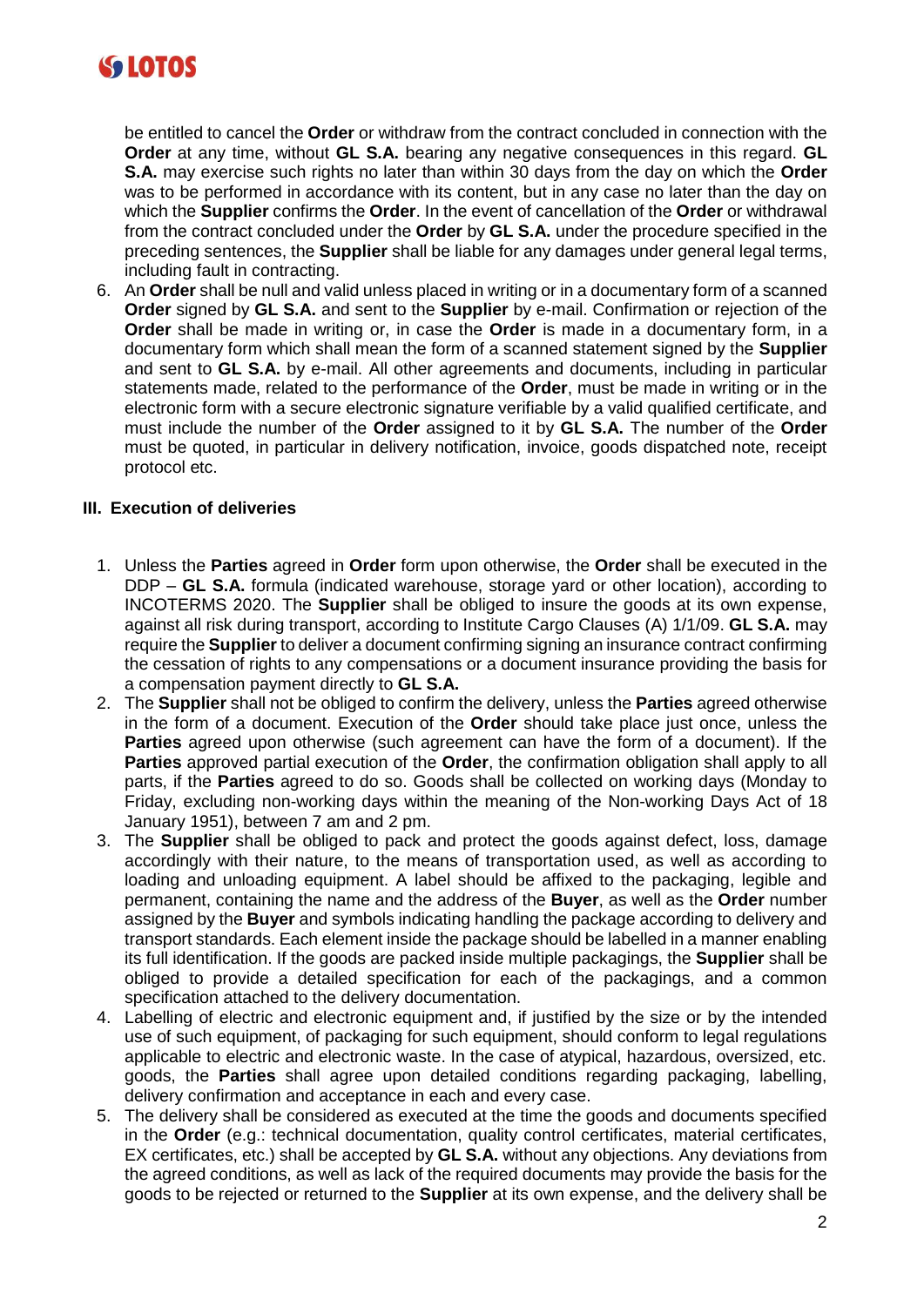be entitled to cancel the **Order** or withdraw from the contract concluded in connection with the **Order** at any time, without **GL S.A.** bearing any negative consequences in this regard. **GL S.A.** may exercise such rights no later than within 30 days from the day on which the **Order** was to be performed in accordance with its content, but in any case no later than the day on which the **Supplier** confirms the **Order**. In the event of cancellation of the **Order** or withdrawal from the contract concluded under the **Order** by **GL S.A.** under the procedure specified in the preceding sentences, the **Supplier** shall be liable for any damages under general legal terms, including fault in contracting.

6. An **Order** shall be null and valid unless placed in writing or in a documentary form of a scanned **Order** signed by **GL S.A.** and sent to the **Supplier** by e-mail. Confirmation or rejection of the **Order** shall be made in writing or, in case the **Order** is made in a documentary form, in a documentary form which shall mean the form of a scanned statement signed by the **Supplier** and sent to **GL S.A.** by e-mail. All other agreements and documents, including in particular statements made, related to the performance of the **Order**, must be made in writing or in the electronic form with a secure electronic signature verifiable by a valid qualified certificate, and must include the number of the **Order** assigned to it by **GL S.A.** The number of the **Order** must be quoted, in particular in delivery notification, invoice, goods dispatched note, receipt protocol etc.

## III. Execution of deliveries

1. Unless the **Parties** agreed in **Order** form upon otherwise, the **Order** shall be executed in the DDP – **GL S.A.** formula (indicated warehouse, storage yard or other location), according to INCOTERMS 2020. The **Supplier** shall be obliged to insure the goods at its own expense, against all risk during transport, according to Institute Cargo Clauses (A) 1/1/09. **GL S.A.** may require the **Supplier** to deliver a document confirming signing an insurance contract confirming the cessation of rights to any compensations or a document insurance providing the basis for a compensation payment directly to **GL S.A.**
2. The **Supplier** shall not be obliged to confirm the delivery, unless the **Parties** agreed otherwise in the form of a document. Execution of the **Order** should take place just once, unless the **Parties** agreed upon otherwise (such agreement can have the form of a document). If the **Parties** approved partial execution of the **Order**, the confirmation obligation shall apply to all parts, if the **Parties** agreed to do so. Goods shall be collected on working days (Monday to Friday, excluding non-working days within the meaning of the Non-working Days Act of 18 January 1951), between 7 am and 2 pm.
3. The **Supplier** shall be obliged to pack and protect the goods against defect, loss, damage accordingly with their nature, to the means of transportation used, as well as according to loading and unloading equipment. A label should be affixed to the packaging, legible and permanent, containing the name and the address of the **Buyer**, as well as the **Order** number assigned by the **Buyer** and symbols indicating handling the package according to delivery and transport standards. Each element inside the package should be labelled in a manner enabling its full identification. If the goods are packed inside multiple packagings, the **Supplier** shall be obliged to provide a detailed specification for each of the packagings, and a common specification attached to the delivery documentation.
4. Labelling of electric and electronic equipment and, if justified by the size or by the intended use of such equipment, of packaging for such equipment, should conform to legal regulations applicable to electric and electronic waste. In the case of atypical, hazardous, oversized, etc. goods, the **Parties** shall agree upon detailed conditions regarding packaging, labelling, delivery confirmation and acceptance in each and every case.
5. The delivery shall be considered as executed at the time the goods and documents specified in the **Order** (e.g.: technical documentation, quality control certificates, material certificates, EX certificates, etc.) shall be accepted by **GL S.A.** without any objections. Any deviations from the agreed conditions, as well as lack of the required documents may provide the basis for the goods to be rejected or returned to the **Supplier** at its own expense, and the delivery shall be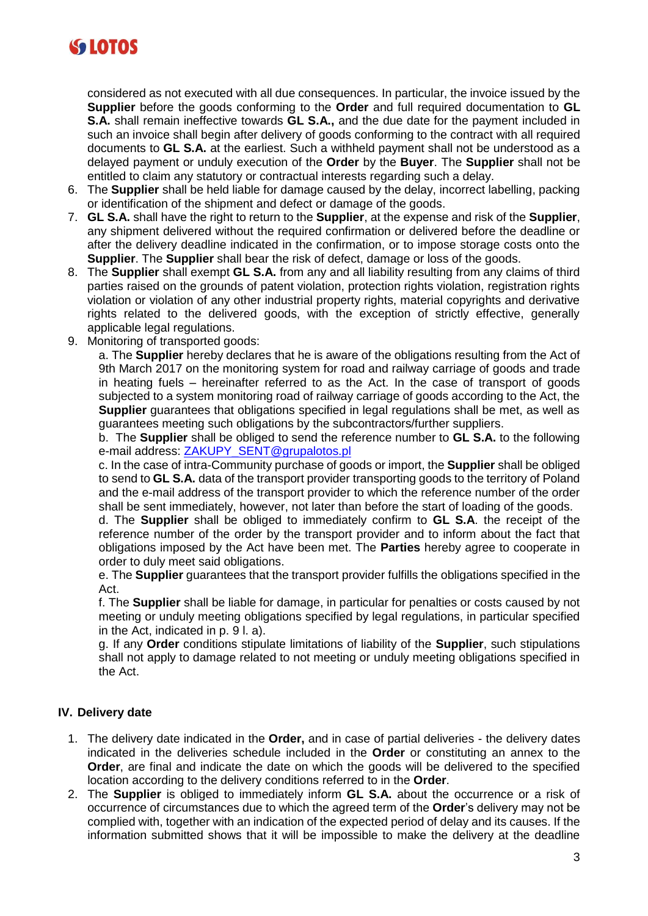considered as not executed with all due consequences. In particular, the invoice issued by the **Supplier** before the goods conforming to the **Order** and full required documentation to **GL S.A.** shall remain ineffective towards **GL S.A.,** and the due date for the payment included in such an invoice shall begin after delivery of goods conforming to the contract with all required documents to **GL S.A.** at the earliest. Such a withheld payment shall not be understood as a delayed payment or unduly execution of the **Order** by the **Buyer**. The **Supplier** shall not be entitled to claim any statutory or contractual interests regarding such a delay.

6. The **Supplier** shall be held liable for damage caused by the delay, incorrect labelling, packing or identification of the shipment and defect or damage of the goods.
7. **GL S.A.** shall have the right to return to the **Supplier**, at the expense and risk of the **Supplier**, any shipment delivered without the required confirmation or delivered before the deadline or after the delivery deadline indicated in the confirmation, or to impose storage costs onto the **Supplier**. The **Supplier** shall bear the risk of defect, damage or loss of the goods.
8. The **Supplier** shall exempt **GL S.A.** from any and all liability resulting from any claims of third parties raised on the grounds of patent violation, protection rights violation, registration rights violation or violation of any other industrial property rights, material copyrights and derivative rights related to the delivered goods, with the exception of strictly effective, generally applicable legal regulations.
9. Monitoring of transported goods:

   a. The **Supplier** hereby declares that he is aware of the obligations resulting from the Act of 9th March 2017 on the monitoring system for road and railway carriage of goods and trade in heating fuels – hereinafter referred to as the Act. In the case of transport of goods subjected to a system monitoring road of railway carriage of goods according to the Act, the **Supplier** guarantees that obligations specified in legal regulations shall be met, as well as guarantees meeting such obligations by the subcontractors/further suppliers.

   b. The **Supplier** shall be obliged to send the reference number to **GL S.A.** to the following e-mail address: [ZAKUPY_SENT@grupalotos.pl](mailto:ZAKUPY_SENT@grupalotos.pl)

   c. In the case of intra-Community purchase of goods or import, the **Supplier** shall be obliged to send to **GL S.A.** data of the transport provider transporting goods to the territory of Poland and the e-mail address of the transport provider to which the reference number of the order shall be sent immediately, however, not later than before the start of loading of the goods.

   d. The **Supplier** shall be obliged to immediately confirm to **GL S.A**. the receipt of the reference number of the order by the transport provider and to inform about the fact that obligations imposed by the Act have been met. The **Parties** hereby agree to cooperate in order to duly meet said obligations.

   e. The **Supplier** guarantees that the transport provider fulfills the obligations specified in the Act.

   f. The **Supplier** shall be liable for damage, in particular for penalties or costs caused by not meeting or unduly meeting obligations specified by legal regulations, in particular specified in the Act, indicated in p. 9 l. a).

   g. If any **Order** conditions stipulate limitations of liability of the **Supplier**, such stipulations shall not apply to damage related to not meeting or unduly meeting obligations specified in the Act.

## IV. Delivery date

1. The delivery date indicated in the **Order,** and in case of partial deliveries - the delivery dates indicated in the deliveries schedule included in the **Order** or constituting an annex to the **Order**, are final and indicate the date on which the goods will be delivered to the specified location according to the delivery conditions referred to in the **Order**.
2. The **Supplier** is obliged to immediately inform **GL S.A.** about the occurrence or a risk of occurrence of circumstances due to which the agreed term of the **Order**'s delivery may not be complied with, together with an indication of the expected period of delay and its causes. If the information submitted shows that it will be impossible to make the delivery at the deadline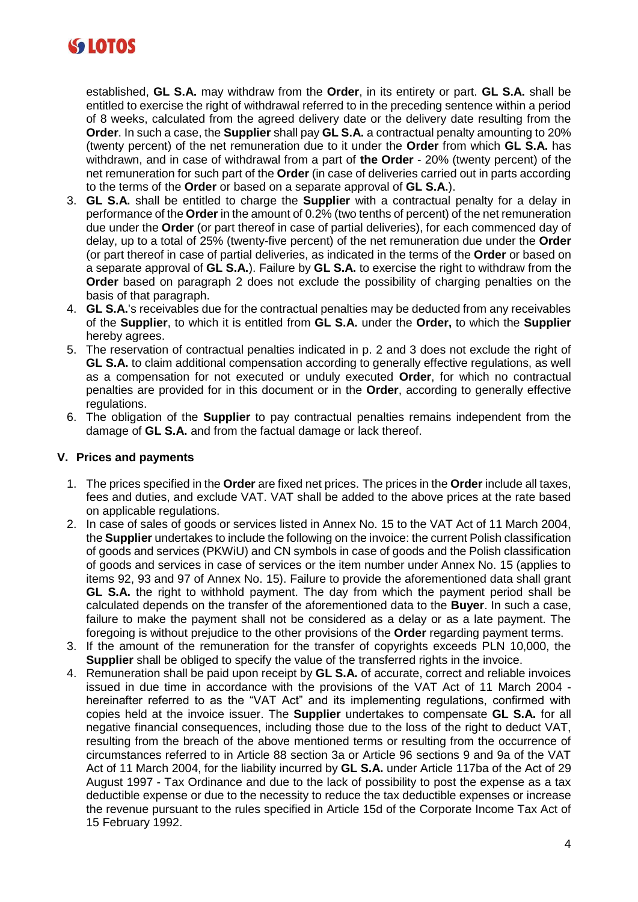established, **GL S.A.** may withdraw from the **Order**, in its entirety or part. **GL S.A.** shall be entitled to exercise the right of withdrawal referred to in the preceding sentence within a period of 8 weeks, calculated from the agreed delivery date or the delivery date resulting from the **Order**. In such a case, the **Supplier** shall pay **GL S.A.** a contractual penalty amounting to 20% (twenty percent) of the net remuneration due to it under the **Order** from which **GL S.A.** has withdrawn, and in case of withdrawal from a part of **the Order** - 20% (twenty percent) of the net remuneration for such part of the **Order** (in case of deliveries carried out in parts according to the terms of the **Order** or based on a separate approval of **GL S.A.**).

3. **GL S.A.** shall be entitled to charge the **Supplier** with a contractual penalty for a delay in performance of the **Order** in the amount of 0.2% (two tenths of percent) of the net remuneration due under the **Order** (or part thereof in case of partial deliveries), for each commenced day of delay, up to a total of 25% (twenty-five percent) of the net remuneration due under the **Order** (or part thereof in case of partial deliveries, as indicated in the terms of the **Order** or based on a separate approval of **GL S.A.**). Failure by **GL S.A.** to exercise the right to withdraw from the **Order** based on paragraph 2 does not exclude the possibility of charging penalties on the basis of that paragraph.
4. **GL S.A.**'s receivables due for the contractual penalties may be deducted from any receivables of the **Supplier**, to which it is entitled from **GL S.A.** under the **Order,** to which the **Supplier** hereby agrees.
5. The reservation of contractual penalties indicated in p. 2 and 3 does not exclude the right of **GL S.A.** to claim additional compensation according to generally effective regulations, as well as a compensation for not executed or unduly executed **Order**, for which no contractual penalties are provided for in this document or in the **Order**, according to generally effective regulations.
6. The obligation of the **Supplier** to pay contractual penalties remains independent from the damage of **GL S.A.** and from the factual damage or lack thereof.

## V. Prices and payments

1. The prices specified in the **Order** are fixed net prices. The prices in the **Order** include all taxes, fees and duties, and exclude VAT. VAT shall be added to the above prices at the rate based on applicable regulations.
2. In case of sales of goods or services listed in Annex No. 15 to the VAT Act of 11 March 2004, the **Supplier** undertakes to include the following on the invoice: the current Polish classification of goods and services (PKWiU) and CN symbols in case of goods and the Polish classification of goods and services in case of services or the item number under Annex No. 15 (applies to items 92, 93 and 97 of Annex No. 15). Failure to provide the aforementioned data shall grant **GL S.A.** the right to withhold payment. The day from which the payment period shall be calculated depends on the transfer of the aforementioned data to the **Buyer**. In such a case, failure to make the payment shall not be considered as a delay or as a late payment. The foregoing is without prejudice to the other provisions of the **Order** regarding payment terms.
3. If the amount of the remuneration for the transfer of copyrights exceeds PLN 10,000, the **Supplier** shall be obliged to specify the value of the transferred rights in the invoice.
4. Remuneration shall be paid upon receipt by **GL S.A.** of accurate, correct and reliable invoices issued in due time in accordance with the provisions of the VAT Act of 11 March 2004 - hereinafter referred to as the "VAT Act" and its implementing regulations, confirmed with copies held at the invoice issuer. The **Supplier** undertakes to compensate **GL S.A.** for all negative financial consequences, including those due to the loss of the right to deduct VAT, resulting from the breach of the above mentioned terms or resulting from the occurrence of circumstances referred to in Article 88 section 3a or Article 96 sections 9 and 9a of the VAT Act of 11 March 2004, for the liability incurred by **GL S.A.** under Article 117ba of the Act of 29 August 1997 - Tax Ordinance and due to the lack of possibility to post the expense as a tax deductible expense or due to the necessity to reduce the tax deductible expenses or increase the revenue pursuant to the rules specified in Article 15d of the Corporate Income Tax Act of 15 February 1992.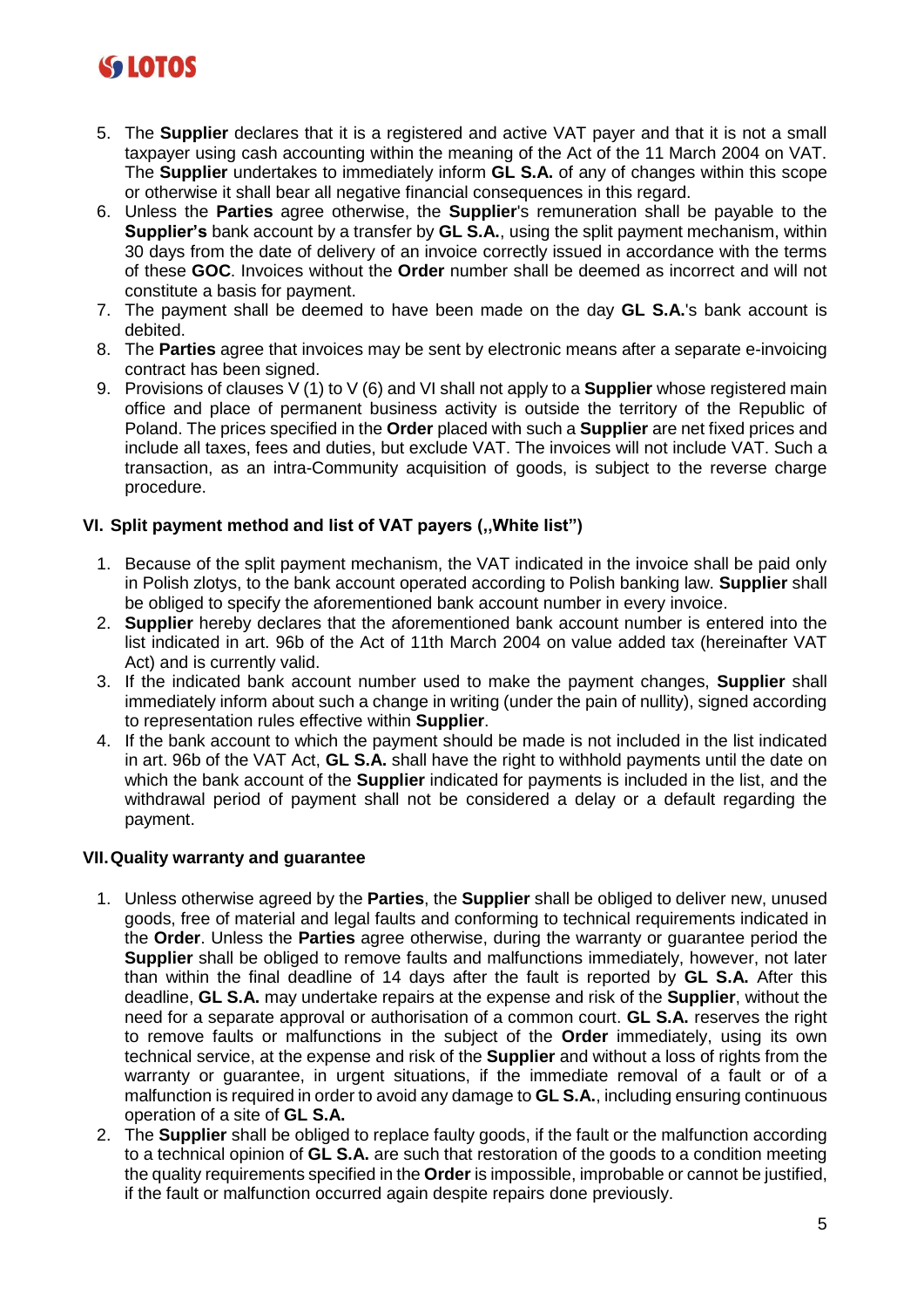5. The **Supplier** declares that it is a registered and active VAT payer and that it is not a small taxpayer using cash accounting within the meaning of the Act of the 11 March 2004 on VAT. The **Supplier** undertakes to immediately inform **GL S.A.** of any of changes within this scope or otherwise it shall bear all negative financial consequences in this regard.
6. Unless the **Parties** agree otherwise, the **Supplier**'s remuneration shall be payable to the **Supplier's** bank account by a transfer by **GL S.A.**, using the split payment mechanism, within 30 days from the date of delivery of an invoice correctly issued in accordance with the terms of these **GOC**. Invoices without the **Order** number shall be deemed as incorrect and will not constitute a basis for payment.
7. The payment shall be deemed to have been made on the day **GL S.A.**'s bank account is debited.
8. The **Parties** agree that invoices may be sent by electronic means after a separate e-invoicing contract has been signed.
9. Provisions of clauses V (1) to V (6) and VI shall not apply to a **Supplier** whose registered main office and place of permanent business activity is outside the territory of the Republic of Poland. The prices specified in the **Order** placed with such a **Supplier** are net fixed prices and include all taxes, fees and duties, but exclude VAT. The invoices will not include VAT. Such a transaction, as an intra-Community acquisition of goods, is subject to the reverse charge procedure.

### VI. Split payment method and list of VAT payers („White list")

1. Because of the split payment mechanism, the VAT indicated in the invoice shall be paid only in Polish zlotys, to the bank account operated according to Polish banking law. **Supplier** shall be obliged to specify the aforementioned bank account number in every invoice.
2. **Supplier** hereby declares that the aforementioned bank account number is entered into the list indicated in art. 96b of the Act of 11th March 2004 on value added tax (hereinafter VAT Act) and is currently valid.
3. If the indicated bank account number used to make the payment changes, **Supplier** shall immediately inform about such a change in writing (under the pain of nullity), signed according to representation rules effective within **Supplier**.
4. If the bank account to which the payment should be made is not included in the list indicated in art. 96b of the VAT Act, **GL S.A.** shall have the right to withhold payments until the date on which the bank account of the **Supplier** indicated for payments is included in the list, and the withdrawal period of payment shall not be considered a delay or a default regarding the payment.

### VII. Quality warranty and guarantee

1. Unless otherwise agreed by the **Parties**, the **Supplier** shall be obliged to deliver new, unused goods, free of material and legal faults and conforming to technical requirements indicated in the **Order**. Unless the **Parties** agree otherwise, during the warranty or guarantee period the **Supplier** shall be obliged to remove faults and malfunctions immediately, however, not later than within the final deadline of 14 days after the fault is reported by **GL S.A.** After this deadline, **GL S.A.** may undertake repairs at the expense and risk of the **Supplier**, without the need for a separate approval or authorisation of a common court. **GL S.A.** reserves the right to remove faults or malfunctions in the subject of the **Order** immediately, using its own technical service, at the expense and risk of the **Supplier** and without a loss of rights from the warranty or guarantee, in urgent situations, if the immediate removal of a fault or of a malfunction is required in order to avoid any damage to **GL S.A.**, including ensuring continuous operation of a site of **GL S.A.**
2. The **Supplier** shall be obliged to replace faulty goods, if the fault or the malfunction according to a technical opinion of **GL S.A.** are such that restoration of the goods to a condition meeting the quality requirements specified in the **Order** is impossible, improbable or cannot be justified, if the fault or malfunction occurred again despite repairs done previously.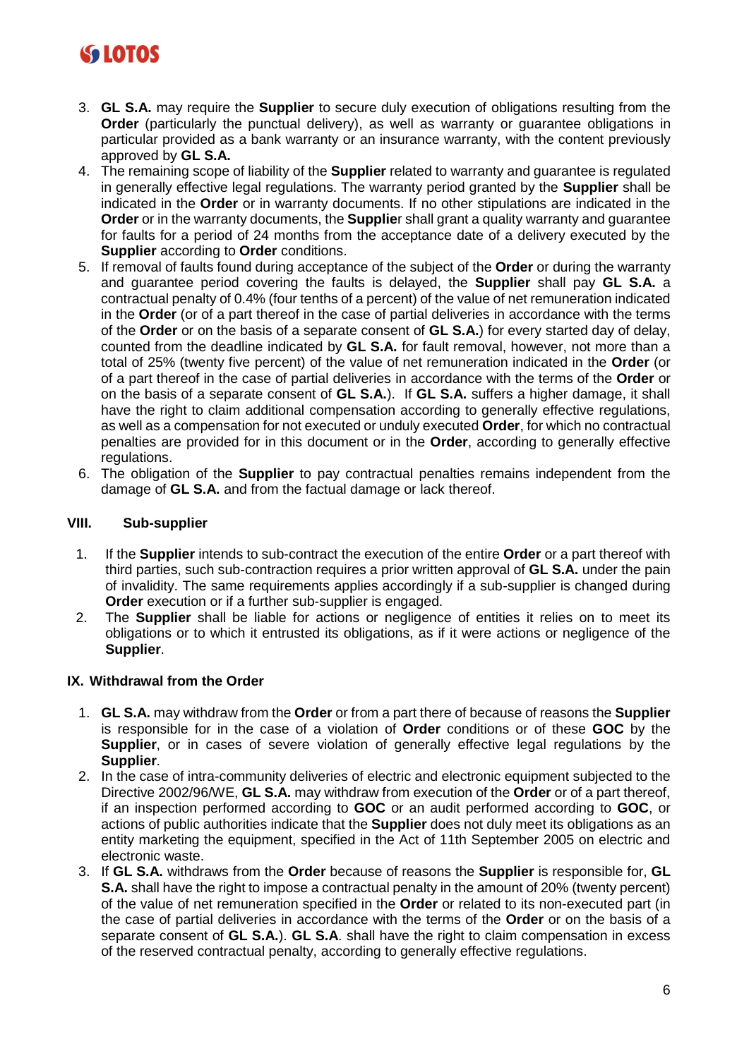3. **GL S.A.** may require the **Supplier** to secure duly execution of obligations resulting from the **Order** (particularly the punctual delivery), as well as warranty or guarantee obligations in particular provided as a bank warranty or an insurance warranty, with the content previously approved by **GL S.A.**
4. The remaining scope of liability of the **Supplier** related to warranty and guarantee is regulated in generally effective legal regulations. The warranty period granted by the **Supplier** shall be indicated in the **Order** or in warranty documents. If no other stipulations are indicated in the **Order** or in the warranty documents, the **Supplie**r shall grant a quality warranty and guarantee for faults for a period of 24 months from the acceptance date of a delivery executed by the **Supplier** according to **Order** conditions.
5. If removal of faults found during acceptance of the subject of the **Order** or during the warranty and guarantee period covering the faults is delayed, the **Supplier** shall pay **GL S.A.** a contractual penalty of 0.4% (four tenths of a percent) of the value of net remuneration indicated in the **Order** (or of a part thereof in the case of partial deliveries in accordance with the terms of the **Order** or on the basis of a separate consent of **GL S.A.**) for every started day of delay, counted from the deadline indicated by **GL S.A.** for fault removal, however, not more than a total of 25% (twenty five percent) of the value of net remuneration indicated in the **Order** (or of a part thereof in the case of partial deliveries in accordance with the terms of the **Order** or on the basis of a separate consent of **GL S.A.**). If **GL S.A.** suffers a higher damage, it shall have the right to claim additional compensation according to generally effective regulations, as well as a compensation for not executed or unduly executed **Order**, for which no contractual penalties are provided for in this document or in the **Order**, according to generally effective regulations.
6. The obligation of the **Supplier** to pay contractual penalties remains independent from the damage of **GL S.A.** and from the factual damage or lack thereof.

## VIII. Sub-supplier

1. If the **Supplier** intends to sub-contract the execution of the entire **Order** or a part thereof with third parties, such sub-contraction requires a prior written approval of **GL S.A.** under the pain of invalidity. The same requirements applies accordingly if a sub-supplier is changed during **Order** execution or if a further sub-supplier is engaged.
2. The **Supplier** shall be liable for actions or negligence of entities it relies on to meet its obligations or to which it entrusted its obligations, as if it were actions or negligence of the **Supplier**.

## IX. Withdrawal from the Order

1. **GL S.A.** may withdraw from the **Order** or from a part there of because of reasons the **Supplier** is responsible for in the case of a violation of **Order** conditions or of these **GOC** by the **Supplier**, or in cases of severe violation of generally effective legal regulations by the **Supplier**.
2. In the case of intra-community deliveries of electric and electronic equipment subjected to the Directive 2002/96/WE, **GL S.A.** may withdraw from execution of the **Order** or of a part thereof, if an inspection performed according to **GOC** or an audit performed according to **GOC**, or actions of public authorities indicate that the **Supplier** does not duly meet its obligations as an entity marketing the equipment, specified in the Act of 11th September 2005 on electric and electronic waste.
3. If **GL S.A.** withdraws from the **Order** because of reasons the **Supplier** is responsible for, **GL S.A.** shall have the right to impose a contractual penalty in the amount of 20% (twenty percent) of the value of net remuneration specified in the **Order** or related to its non-executed part (in the case of partial deliveries in accordance with the terms of the **Order** or on the basis of a separate consent of **GL S.A.**). **GL S.A**. shall have the right to claim compensation in excess of the reserved contractual penalty, according to generally effective regulations.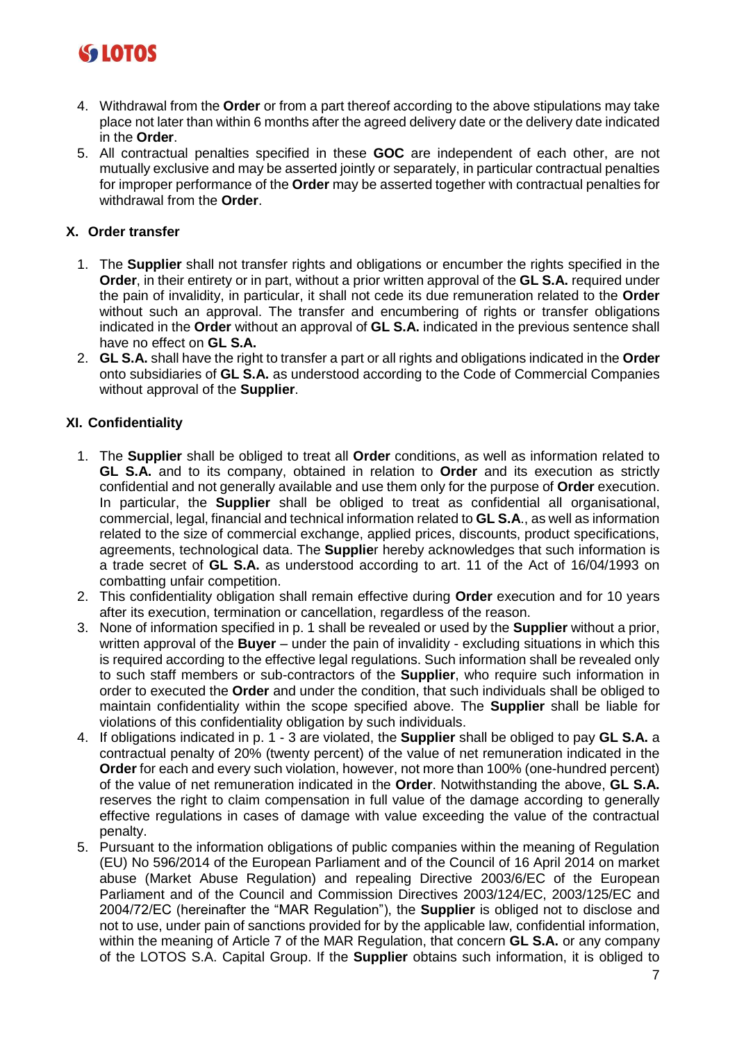4. Withdrawal from the **Order** or from a part thereof according to the above stipulations may take place not later than within 6 months after the agreed delivery date or the delivery date indicated in the **Order**.
5. All contractual penalties specified in these **GOC** are independent of each other, are not mutually exclusive and may be asserted jointly or separately, in particular contractual penalties for improper performance of the **Order** may be asserted together with contractual penalties for withdrawal from the **Order**.

## X. Order transfer

1. The **Supplier** shall not transfer rights and obligations or encumber the rights specified in the **Order**, in their entirety or in part, without a prior written approval of the **GL S.A.** required under the pain of invalidity, in particular, it shall not cede its due remuneration related to the **Order** without such an approval. The transfer and encumbering of rights or transfer obligations indicated in the **Order** without an approval of **GL S.A.** indicated in the previous sentence shall have no effect on **GL S.A.**
2. **GL S.A.** shall have the right to transfer a part or all rights and obligations indicated in the **Order** onto subsidiaries of **GL S.A.** as understood according to the Code of Commercial Companies without approval of the **Supplier**.

## XI. Confidentiality

1. The **Supplier** shall be obliged to treat all **Order** conditions, as well as information related to **GL S.A.** and to its company, obtained in relation to **Order** and its execution as strictly confidential and not generally available and use them only for the purpose of **Order** execution. In particular, the **Supplier** shall be obliged to treat as confidential all organisational, commercial, legal, financial and technical information related to **GL S.A**., as well as information related to the size of commercial exchange, applied prices, discounts, product specifications, agreements, technological data. The **Supplie**r hereby acknowledges that such information is a trade secret of **GL S.A.** as understood according to art. 11 of the Act of 16/04/1993 on combatting unfair competition.
2. This confidentiality obligation shall remain effective during **Order** execution and for 10 years after its execution, termination or cancellation, regardless of the reason.
3. None of information specified in p. 1 shall be revealed or used by the **Supplier** without a prior, written approval of the **Buyer** – under the pain of invalidity - excluding situations in which this is required according to the effective legal regulations. Such information shall be revealed only to such staff members or sub-contractors of the **Supplier**, who require such information in order to executed the **Order** and under the condition, that such individuals shall be obliged to maintain confidentiality within the scope specified above. The **Supplier** shall be liable for violations of this confidentiality obligation by such individuals.
4. If obligations indicated in p. 1 - 3 are violated, the **Supplier** shall be obliged to pay **GL S.A.** a contractual penalty of 20% (twenty percent) of the value of net remuneration indicated in the **Order** for each and every such violation, however, not more than 100% (one-hundred percent) of the value of net remuneration indicated in the **Order**. Notwithstanding the above, **GL S.A.** reserves the right to claim compensation in full value of the damage according to generally effective regulations in cases of damage with value exceeding the value of the contractual penalty.
5. Pursuant to the information obligations of public companies within the meaning of Regulation (EU) No 596/2014 of the European Parliament and of the Council of 16 April 2014 on market abuse (Market Abuse Regulation) and repealing Directive 2003/6/EC of the European Parliament and of the Council and Commission Directives 2003/124/EC, 2003/125/EC and 2004/72/EC (hereinafter the "MAR Regulation"), the **Supplier** is obliged not to disclose and not to use, under pain of sanctions provided for by the applicable law, confidential information, within the meaning of Article 7 of the MAR Regulation, that concern **GL S.A.** or any company of the LOTOS S.A. Capital Group. If the **Supplier** obtains such information, it is obliged to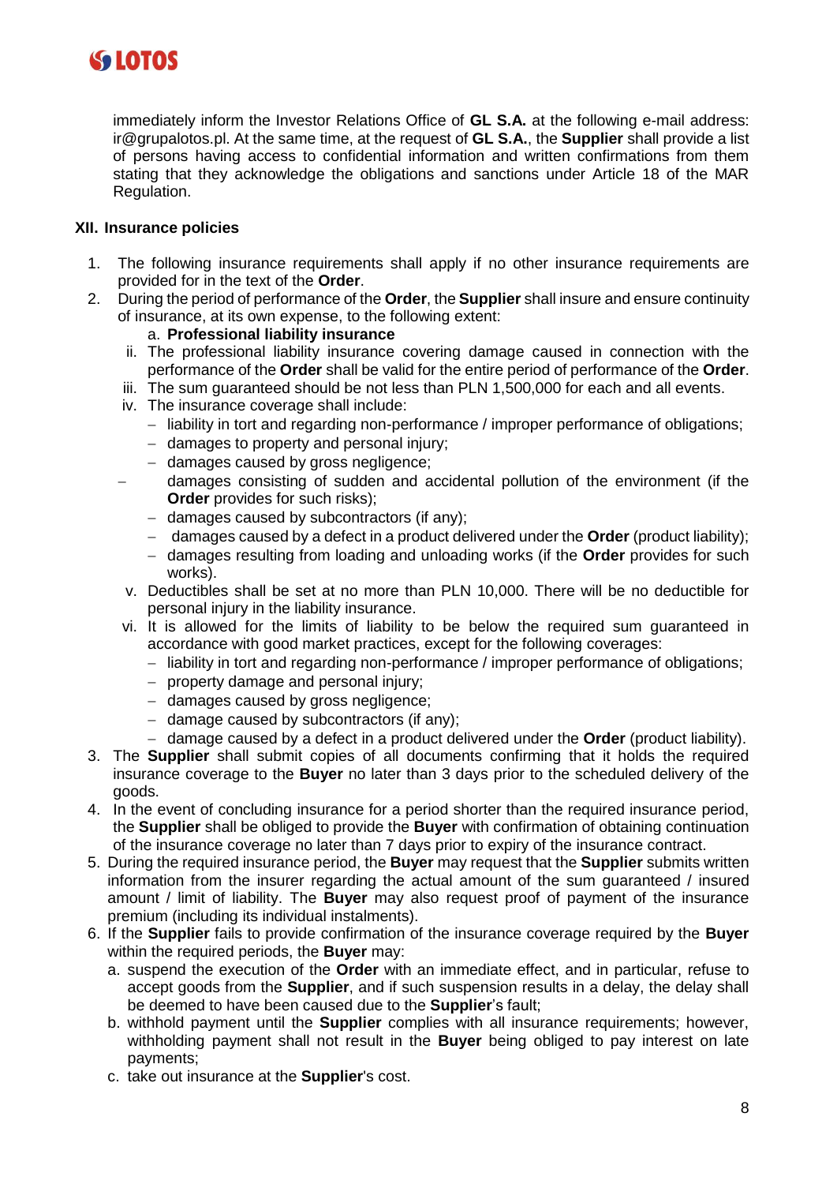immediately inform the Investor Relations Office of **GL S.A.** at the following e-mail address: ir@grupalotos.pl. At the same time, at the request of **GL S.A.**, the **Supplier** shall provide a list of persons having access to confidential information and written confirmations from them stating that they acknowledge the obligations and sanctions under Article 18 of the MAR Regulation.

## XII. Insurance policies

1. The following insurance requirements shall apply if no other insurance requirements are provided for in the text of the **Order**.
2. During the period of performance of the **Order**, the **Supplier** shall insure and ensure continuity of insurance, at its own expense, to the following extent:
   a. **Professional liability insurance**
   ii. The professional liability insurance covering damage caused in connection with the performance of the **Order** shall be valid for the entire period of performance of the **Order**.
   iii. The sum guaranteed should be not less than PLN 1,500,000 for each and all events.
   iv. The insurance coverage shall include:
      - liability in tort and regarding non-performance / improper performance of obligations;
      - damages to property and personal injury;
      - damages caused by gross negligence;
      - damages consisting of sudden and accidental pollution of the environment (if the **Order** provides for such risks);
      - damages caused by subcontractors (if any);
      - damages caused by a defect in a product delivered under the **Order** (product liability);
      - damages resulting from loading and unloading works (if the **Order** provides for such works).
   v. Deductibles shall be set at no more than PLN 10,000. There will be no deductible for personal injury in the liability insurance.
   vi. It is allowed for the limits of liability to be below the required sum guaranteed in accordance with good market practices, except for the following coverages:
      - liability in tort and regarding non-performance / improper performance of obligations;
      - property damage and personal injury;
      - damages caused by gross negligence;
      - damage caused by subcontractors (if any);
      - damage caused by a defect in a product delivered under the **Order** (product liability).
3. The **Supplier** shall submit copies of all documents confirming that it holds the required insurance coverage to the **Buyer** no later than 3 days prior to the scheduled delivery of the goods.
4. In the event of concluding insurance for a period shorter than the required insurance period, the **Supplier** shall be obliged to provide the **Buyer** with confirmation of obtaining continuation of the insurance coverage no later than 7 days prior to expiry of the insurance contract.
5. During the required insurance period, the **Buyer** may request that the **Supplier** submits written information from the insurer regarding the actual amount of the sum guaranteed / insured amount / limit of liability. The **Buyer** may also request proof of payment of the insurance premium (including its individual instalments).
6. If the **Supplier** fails to provide confirmation of the insurance coverage required by the **Buyer** within the required periods, the **Buyer** may:
   a. suspend the execution of the **Order** with an immediate effect, and in particular, refuse to accept goods from the **Supplier**, and if such suspension results in a delay, the delay shall be deemed to have been caused due to the **Supplier**'s fault;
   b. withhold payment until the **Supplier** complies with all insurance requirements; however, withholding payment shall not result in the **Buyer** being obliged to pay interest on late payments;
   c. take out insurance at the **Supplier**'s cost.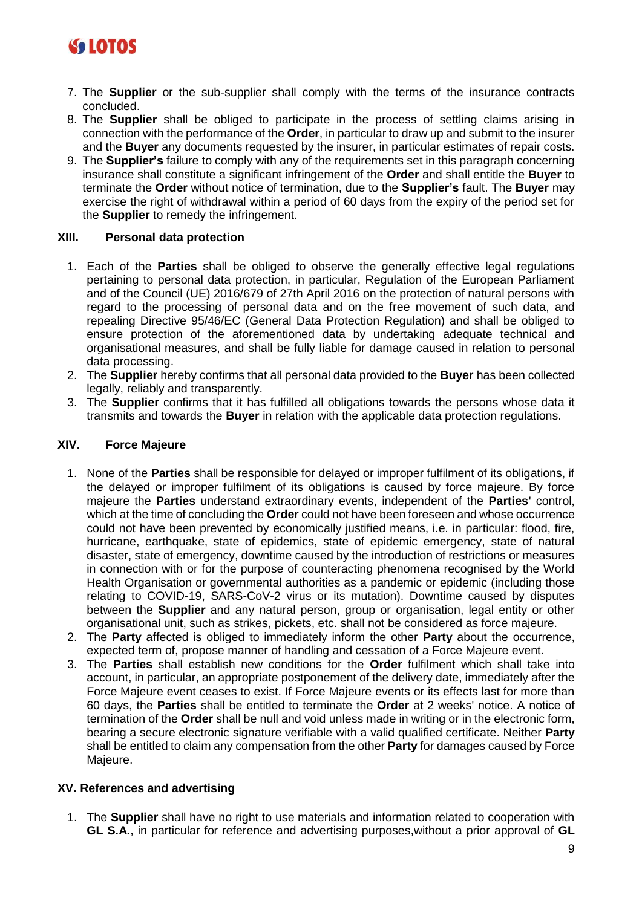7. The **Supplier** or the sub-supplier shall comply with the terms of the insurance contracts concluded.
8. The **Supplier** shall be obliged to participate in the process of settling claims arising in connection with the performance of the **Order**, in particular to draw up and submit to the insurer and the **Buyer** any documents requested by the insurer, in particular estimates of repair costs.
9. The **Supplier's** failure to comply with any of the requirements set in this paragraph concerning insurance shall constitute a significant infringement of the **Order** and shall entitle the **Buyer** to terminate the **Order** without notice of termination, due to the **Supplier's** fault. The **Buyer** may exercise the right of withdrawal within a period of 60 days from the expiry of the period set for the **Supplier** to remedy the infringement.

## XIII. Personal data protection

1. Each of the **Parties** shall be obliged to observe the generally effective legal regulations pertaining to personal data protection, in particular, Regulation of the European Parliament and of the Council (UE) 2016/679 of 27th April 2016 on the protection of natural persons with regard to the processing of personal data and on the free movement of such data, and repealing Directive 95/46/EC (General Data Protection Regulation) and shall be obliged to ensure protection of the aforementioned data by undertaking adequate technical and organisational measures, and shall be fully liable for damage caused in relation to personal data processing.
2. The **Supplier** hereby confirms that all personal data provided to the **Buyer** has been collected legally, reliably and transparently.
3. The **Supplier** confirms that it has fulfilled all obligations towards the persons whose data it transmits and towards the **Buyer** in relation with the applicable data protection regulations.

## XIV. Force Majeure

1. None of the **Parties** shall be responsible for delayed or improper fulfilment of its obligations, if the delayed or improper fulfilment of its obligations is caused by force majeure. By force majeure the **Parties** understand extraordinary events, independent of the **Parties'** control, which at the time of concluding the **Order** could not have been foreseen and whose occurrence could not have been prevented by economically justified means, i.e. in particular: flood, fire, hurricane, earthquake, state of epidemics, state of epidemic emergency, state of natural disaster, state of emergency, downtime caused by the introduction of restrictions or measures in connection with or for the purpose of counteracting phenomena recognised by the World Health Organisation or governmental authorities as a pandemic or epidemic (including those relating to COVID-19, SARS-CoV-2 virus or its mutation). Downtime caused by disputes between the **Supplier** and any natural person, group or organisation, legal entity or other organisational unit, such as strikes, pickets, etc. shall not be considered as force majeure.
2. The **Party** affected is obliged to immediately inform the other **Party** about the occurrence, expected term of, propose manner of handling and cessation of a Force Majeure event.
3. The **Parties** shall establish new conditions for the **Order** fulfilment which shall take into account, in particular, an appropriate postponement of the delivery date, immediately after the Force Majeure event ceases to exist. If Force Majeure events or its effects last for more than 60 days, the **Parties** shall be entitled to terminate the **Order** at 2 weeks' notice. A notice of termination of the **Order** shall be null and void unless made in writing or in the electronic form, bearing a secure electronic signature verifiable with a valid qualified certificate. Neither **Party** shall be entitled to claim any compensation from the other **Party** for damages caused by Force Majeure.

## XV. References and advertising

1. The **Supplier** shall have no right to use materials and information related to cooperation with **GL S.A.**, in particular for reference and advertising purposes,without a prior approval of **GL**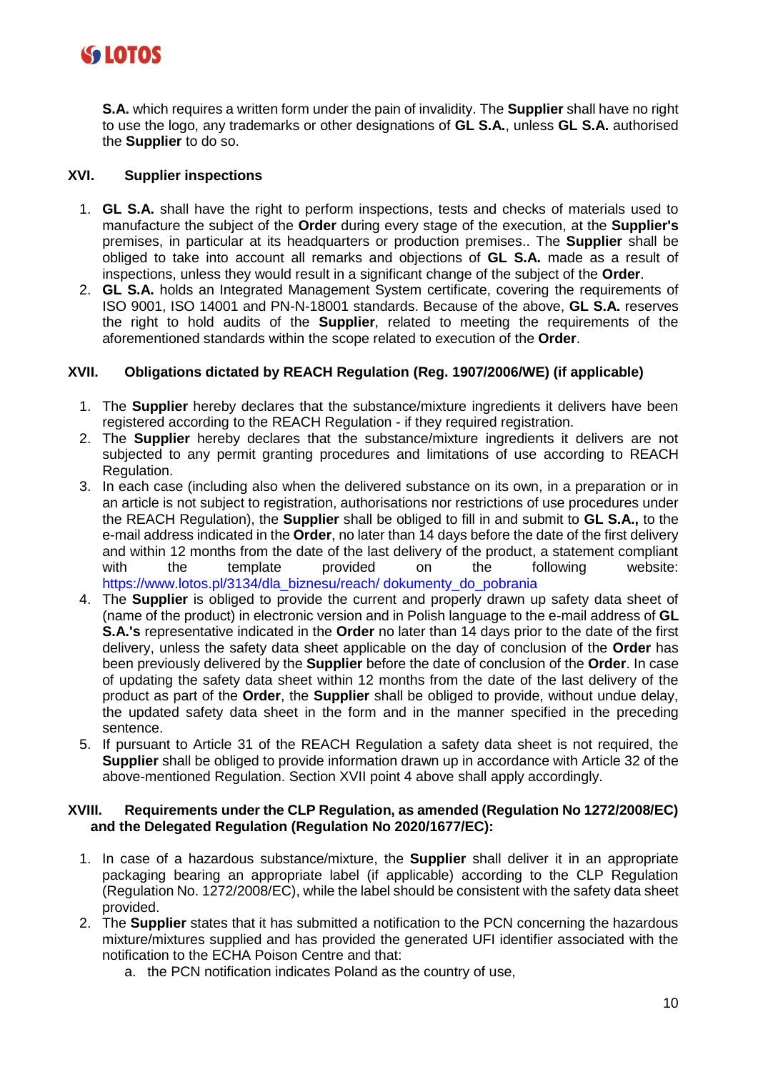**S.A.** which requires a written form under the pain of invalidity. The **Supplier** shall have no right to use the logo, any trademarks or other designations of **GL S.A.**, unless **GL S.A.** authorised the **Supplier** to do so.

## XVI. Supplier inspections

1. **GL S.A.** shall have the right to perform inspections, tests and checks of materials used to manufacture the subject of the **Order** during every stage of the execution, at the **Supplier's** premises, in particular at its headquarters or production premises.. The **Supplier** shall be obliged to take into account all remarks and objections of **GL S.A.** made as a result of inspections, unless they would result in a significant change of the subject of the **Order**.
2. **GL S.A.** holds an Integrated Management System certificate, covering the requirements of ISO 9001, ISO 14001 and PN-N-18001 standards. Because of the above, **GL S.A.** reserves the right to hold audits of the **Supplier**, related to meeting the requirements of the aforementioned standards within the scope related to execution of the **Order**.

## XVII. Obligations dictated by REACH Regulation (Reg. 1907/2006/WE) (if applicable)

1. The **Supplier** hereby declares that the substance/mixture ingredients it delivers have been registered according to the REACH Regulation - if they required registration.
2. The **Supplier** hereby declares that the substance/mixture ingredients it delivers are not subjected to any permit granting procedures and limitations of use according to REACH Regulation.
3. In each case (including also when the delivered substance on its own, in a preparation or in an article is not subject to registration, authorisations nor restrictions of use procedures under the REACH Regulation), the **Supplier** shall be obliged to fill in and submit to **GL S.A.,** to the e-mail address indicated in the **Order**, no later than 14 days before the date of the first delivery and within 12 months from the date of the last delivery of the product, a statement compliant with the template provided on the following website: https://www.lotos.pl/3134/dla_biznesu/reach/ dokumenty_do_pobrania
4. The **Supplier** is obliged to provide the current and properly drawn up safety data sheet of (name of the product) in electronic version and in Polish language to the e-mail address of **GL S.A.'s** representative indicated in the **Order** no later than 14 days prior to the date of the first delivery, unless the safety data sheet applicable on the day of conclusion of the **Order** has been previously delivered by the **Supplier** before the date of conclusion of the **Order**. In case of updating the safety data sheet within 12 months from the date of the last delivery of the product as part of the **Order**, the **Supplier** shall be obliged to provide, without undue delay, the updated safety data sheet in the form and in the manner specified in the preceding sentence.
5. If pursuant to Article 31 of the REACH Regulation a safety data sheet is not required, the **Supplier** shall be obliged to provide information drawn up in accordance with Article 32 of the above-mentioned Regulation. Section XVII point 4 above shall apply accordingly.

## XVIII. Requirements under the CLP Regulation, as amended (Regulation No 1272/2008/EC) and the Delegated Regulation (Regulation No 2020/1677/EC):

1. In case of a hazardous substance/mixture, the **Supplier** shall deliver it in an appropriate packaging bearing an appropriate label (if applicable) according to the CLP Regulation (Regulation No. 1272/2008/EC), while the label should be consistent with the safety data sheet provided.
2. The **Supplier** states that it has submitted a notification to the PCN concerning the hazardous mixture/mixtures supplied and has provided the generated UFI identifier associated with the notification to the ECHA Poison Centre and that:
   a. the PCN notification indicates Poland as the country of use,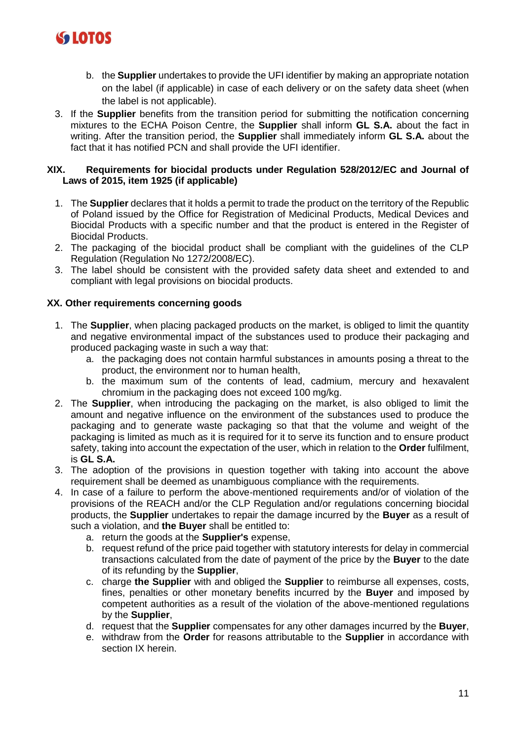b. the **Supplier** undertakes to provide the UFI identifier by making an appropriate notation on the label (if applicable) in case of each delivery or on the safety data sheet (when the label is not applicable).

3. If the **Supplier** benefits from the transition period for submitting the notification concerning mixtures to the ECHA Poison Centre, the **Supplier** shall inform **GL S.A.** about the fact in writing. After the transition period, the **Supplier** shall immediately inform **GL S.A.** about the fact that it has notified PCN and shall provide the UFI identifier.

### XIX. Requirements for biocidal products under Regulation 528/2012/EC and Journal of Laws of 2015, item 1925 (if applicable)

1. The **Supplier** declares that it holds a permit to trade the product on the territory of the Republic of Poland issued by the Office for Registration of Medicinal Products, Medical Devices and Biocidal Products with a specific number and that the product is entered in the Register of Biocidal Products.
2. The packaging of the biocidal product shall be compliant with the guidelines of the CLP Regulation (Regulation No 1272/2008/EC).
3. The label should be consistent with the provided safety data sheet and extended to and compliant with legal provisions on biocidal products.

### XX. Other requirements concerning goods

1. The **Supplier**, when placing packaged products on the market, is obliged to limit the quantity and negative environmental impact of the substances used to produce their packaging and produced packaging waste in such a way that:
   a. the packaging does not contain harmful substances in amounts posing a threat to the product, the environment nor to human health,
   b. the maximum sum of the contents of lead, cadmium, mercury and hexavalent chromium in the packaging does not exceed 100 mg/kg.
2. The **Supplier**, when introducing the packaging on the market, is also obliged to limit the amount and negative influence on the environment of the substances used to produce the packaging and to generate waste packaging so that that the volume and weight of the packaging is limited as much as it is required for it to serve its function and to ensure product safety, taking into account the expectation of the user, which in relation to the **Order** fulfilment, is **GL S.A.**
3. The adoption of the provisions in question together with taking into account the above requirement shall be deemed as unambiguous compliance with the requirements.
4. In case of a failure to perform the above-mentioned requirements and/or of violation of the provisions of the REACH and/or the CLP Regulation and/or regulations concerning biocidal products, the **Supplier** undertakes to repair the damage incurred by the **Buyer** as a result of such a violation, and **the Buyer** shall be entitled to:
   a. return the goods at the **Supplier's** expense,
   b. request refund of the price paid together with statutory interests for delay in commercial transactions calculated from the date of payment of the price by the **Buyer** to the date of its refunding by the **Supplier**,
   c. charge **the Supplier** with and obliged the **Supplier** to reimburse all expenses, costs, fines, penalties or other monetary benefits incurred by the **Buyer** and imposed by competent authorities as a result of the violation of the above-mentioned regulations by the **Supplier**,
   d. request that the **Supplier** compensates for any other damages incurred by the **Buyer**,
   e. withdraw from the **Order** for reasons attributable to the **Supplier** in accordance with section IX herein.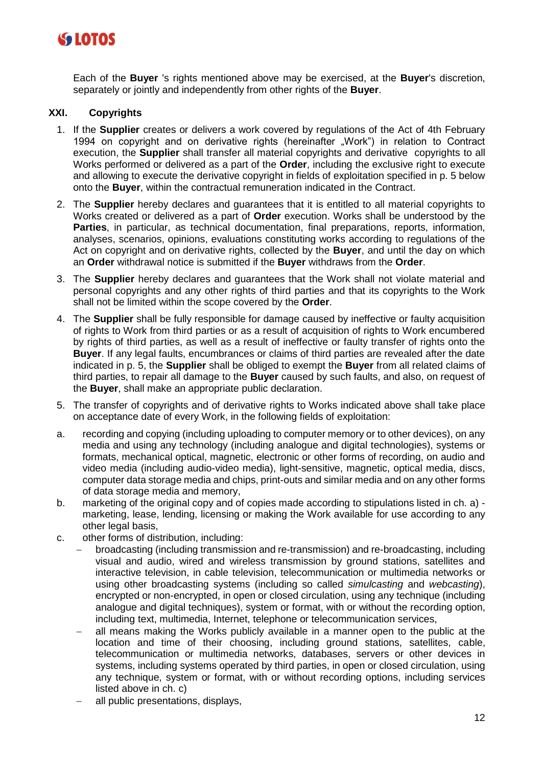Each of the **Buyer** 's rights mentioned above may be exercised, at the **Buyer**'s discretion, separately or jointly and independently from other rights of the **Buyer**.

## XXI. Copyrights

1. If the **Supplier** creates or delivers a work covered by regulations of the Act of 4th February 1994 on copyright and on derivative rights (hereinafter „Work") in relation to Contract execution, the **Supplier** shall transfer all material copyrights and derivative copyrights to all Works performed or delivered as a part of the **Order**, including the exclusive right to execute and allowing to execute the derivative copyright in fields of exploitation specified in p. 5 below onto the **Buyer**, within the contractual remuneration indicated in the Contract.
2. The **Supplier** hereby declares and guarantees that it is entitled to all material copyrights to Works created or delivered as a part of **Order** execution. Works shall be understood by the **Parties**, in particular, as technical documentation, final preparations, reports, information, analyses, scenarios, opinions, evaluations constituting works according to regulations of the Act on copyright and on derivative rights, collected by the **Buyer**, and until the day on which an **Order** withdrawal notice is submitted if the **Buyer** withdraws from the **Order**.
3. The **Supplier** hereby declares and guarantees that the Work shall not violate material and personal copyrights and any other rights of third parties and that its copyrights to the Work shall not be limited within the scope covered by the **Order**.
4. The **Supplier** shall be fully responsible for damage caused by ineffective or faulty acquisition of rights to Work from third parties or as a result of acquisition of rights to Work encumbered by rights of third parties, as well as a result of ineffective or faulty transfer of rights onto the **Buyer**. If any legal faults, encumbrances or claims of third parties are revealed after the date indicated in p. 5, the **Supplier** shall be obliged to exempt the **Buyer** from all related claims of third parties, to repair all damage to the **Buyer** caused by such faults, and also, on request of the **Buyer**, shall make an appropriate public declaration.
5. The transfer of copyrights and of derivative rights to Works indicated above shall take place on acceptance date of every Work, in the following fields of exploitation:

a. recording and copying (including uploading to computer memory or to other devices), on any media and using any technology (including analogue and digital technologies), systems or formats, mechanical optical, magnetic, electronic or other forms of recording, on audio and video media (including audio-video media), light-sensitive, magnetic, optical media, discs, computer data storage media and chips, print-outs and similar media and on any other forms of data storage media and memory,

b. marketing of the original copy and of copies made according to stipulations listed in ch. a) - marketing, lease, lending, licensing or making the Work available for use according to any other legal basis,

c. other forms of distribution, including:
   - broadcasting (including transmission and re-transmission) and re-broadcasting, including visual and audio, wired and wireless transmission by ground stations, satellites and interactive television, in cable television, telecommunication or multimedia networks or using other broadcasting systems (including so called *simulcasting* and *webcasting*), encrypted or non-encrypted, in open or closed circulation, using any technique (including analogue and digital techniques), system or format, with or without the recording option, including text, multimedia, Internet, telephone or telecommunication services,
   - all means making the Works publicly available in a manner open to the public at the location and time of their choosing, including ground stations, satellites, cable, telecommunication or multimedia networks, databases, servers or other devices in systems, including systems operated by third parties, in open or closed circulation, using any technique, system or format, with or without recording options, including services listed above in ch. c)
   - all public presentations, displays,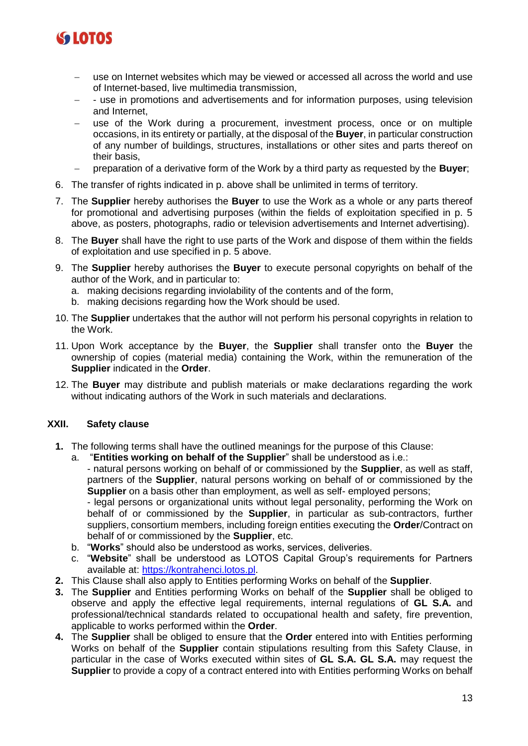- use on Internet websites which may be viewed or accessed all across the world and use of Internet-based, live multimedia transmission,
- - use in promotions and advertisements and for information purposes, using television and Internet,
- use of the Work during a procurement, investment process, once or on multiple occasions, in its entirety or partially, at the disposal of the **Buyer**, in particular construction of any number of buildings, structures, installations or other sites and parts thereof on their basis,
- preparation of a derivative form of the Work by a third party as requested by the **Buyer**;

6. The transfer of rights indicated in p. above shall be unlimited in terms of territory.
7. The **Supplier** hereby authorises the **Buyer** to use the Work as a whole or any parts thereof for promotional and advertising purposes (within the fields of exploitation specified in p. 5 above, as posters, photographs, radio or television advertisements and Internet advertising).
8. The **Buyer** shall have the right to use parts of the Work and dispose of them within the fields of exploitation and use specified in p. 5 above.
9. The **Supplier** hereby authorises the **Buyer** to execute personal copyrights on behalf of the author of the Work, and in particular to:
   a. making decisions regarding inviolability of the contents and of the form,
   b. making decisions regarding how the Work should be used.
10. The **Supplier** undertakes that the author will not perform his personal copyrights in relation to the Work.
11. Upon Work acceptance by the **Buyer**, the **Supplier** shall transfer onto the **Buyer** the ownership of copies (material media) containing the Work, within the remuneration of the **Supplier** indicated in the **Order**.
12. The **Buyer** may distribute and publish materials or make declarations regarding the work without indicating authors of the Work in such materials and declarations.

## XXII. Safety clause

1. The following terms shall have the outlined meanings for the purpose of this Clause:
   a. "**Entities working on behalf of the Supplier**" shall be understood as i.e.:
      - natural persons working on behalf of or commissioned by the **Supplier**, as well as staff, partners of the **Supplier**, natural persons working on behalf of or commissioned by the **Supplier** on a basis other than employment, as well as self- employed persons;
      - legal persons or organizational units without legal personality, performing the Work on behalf of or commissioned by the **Supplier**, in particular as sub-contractors, further suppliers, consortium members, including foreign entities executing the **Order**/Contract on behalf of or commissioned by the **Supplier**, etc.
   b. "**Works**" should also be understood as works, services, deliveries.
   c. "**Website**" shall be understood as LOTOS Capital Group's requirements for Partners available at: https://kontrahenci.lotos.pl.
2. This Clause shall also apply to Entities performing Works on behalf of the **Supplier**.
3. The **Supplier** and Entities performing Works on behalf of the **Supplier** shall be obliged to observe and apply the effective legal requirements, internal regulations of **GL S.A.** and professional/technical standards related to occupational health and safety, fire prevention, applicable to works performed within the **Order**.
4. The **Supplier** shall be obliged to ensure that the **Order** entered into with Entities performing Works on behalf of the **Supplier** contain stipulations resulting from this Safety Clause, in particular in the case of Works executed within sites of **GL S.A. GL S.A.** may request the **Supplier** to provide a copy of a contract entered into with Entities performing Works on behalf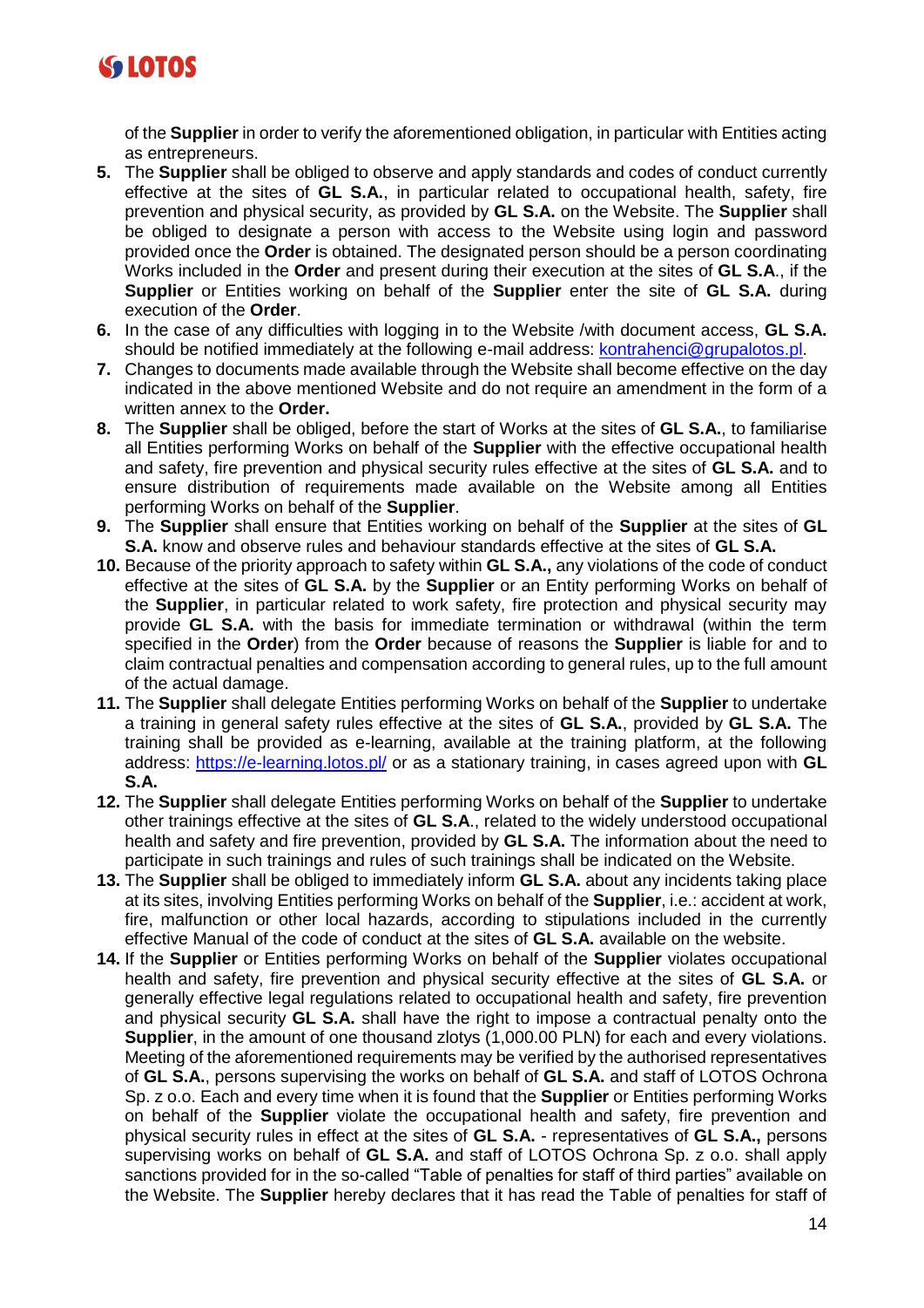of the **Supplier** in order to verify the aforementioned obligation, in particular with Entities acting as entrepreneurs.

5. The **Supplier** shall be obliged to observe and apply standards and codes of conduct currently effective at the sites of **GL S.A.**, in particular related to occupational health, safety, fire prevention and physical security, as provided by **GL S.A.** on the Website. The **Supplier** shall be obliged to designate a person with access to the Website using login and password provided once the **Order** is obtained. The designated person should be a person coordinating Works included in the **Order** and present during their execution at the sites of **GL S.A**., if the **Supplier** or Entities working on behalf of the **Supplier** enter the site of **GL S.A.** during execution of the **Order**.
6. In the case of any difficulties with logging in to the Website /with document access, **GL S.A.** should be notified immediately at the following e-mail address: kontrahenci@grupalotos.pl.
7. Changes to documents made available through the Website shall become effective on the day indicated in the above mentioned Website and do not require an amendment in the form of a written annex to the **Order.**
8. The **Supplier** shall be obliged, before the start of Works at the sites of **GL S.A.**, to familiarise all Entities performing Works on behalf of the **Supplier** with the effective occupational health and safety, fire prevention and physical security rules effective at the sites of **GL S.A.** and to ensure distribution of requirements made available on the Website among all Entities performing Works on behalf of the **Supplier**.
9. The **Supplier** shall ensure that Entities working on behalf of the **Supplier** at the sites of **GL S.A.** know and observe rules and behaviour standards effective at the sites of **GL S.A.**
10. Because of the priority approach to safety within **GL S.A.,** any violations of the code of conduct effective at the sites of **GL S.A.** by the **Supplier** or an Entity performing Works on behalf of the **Supplier**, in particular related to work safety, fire protection and physical security may provide **GL S.A.** with the basis for immediate termination or withdrawal (within the term specified in the **Order**) from the **Order** because of reasons the **Supplier** is liable for and to claim contractual penalties and compensation according to general rules, up to the full amount of the actual damage.
11. The **Supplier** shall delegate Entities performing Works on behalf of the **Supplier** to undertake a training in general safety rules effective at the sites of **GL S.A.**, provided by **GL S.A.** The training shall be provided as e-learning, available at the training platform, at the following address: https://e-learning.lotos.pl/ or as a stationary training, in cases agreed upon with **GL S.A.**
12. The **Supplier** shall delegate Entities performing Works on behalf of the **Supplier** to undertake other trainings effective at the sites of **GL S.A**., related to the widely understood occupational health and safety and fire prevention, provided by **GL S.A.** The information about the need to participate in such trainings and rules of such trainings shall be indicated on the Website.
13. The **Supplier** shall be obliged to immediately inform **GL S.A.** about any incidents taking place at its sites, involving Entities performing Works on behalf of the **Supplier**, i.e.: accident at work, fire, malfunction or other local hazards, according to stipulations included in the currently effective Manual of the code of conduct at the sites of **GL S.A.** available on the website.
14. If the **Supplier** or Entities performing Works on behalf of the **Supplier** violates occupational health and safety, fire prevention and physical security effective at the sites of **GL S.A.** or generally effective legal regulations related to occupational health and safety, fire prevention and physical security **GL S.A.** shall have the right to impose a contractual penalty onto the **Supplier**, in the amount of one thousand zlotys (1,000.00 PLN) for each and every violations. Meeting of the aforementioned requirements may be verified by the authorised representatives of **GL S.A.**, persons supervising the works on behalf of **GL S.A.** and staff of LOTOS Ochrona Sp. z o.o. Each and every time when it is found that the **Supplier** or Entities performing Works on behalf of the **Supplier** violate the occupational health and safety, fire prevention and physical security rules in effect at the sites of **GL S.A.** - representatives of **GL S.A.,** persons supervising works on behalf of **GL S.A.** and staff of LOTOS Ochrona Sp. z o.o. shall apply sanctions provided for in the so-called "Table of penalties for staff of third parties" available on the Website. The **Supplier** hereby declares that it has read the Table of penalties for staff of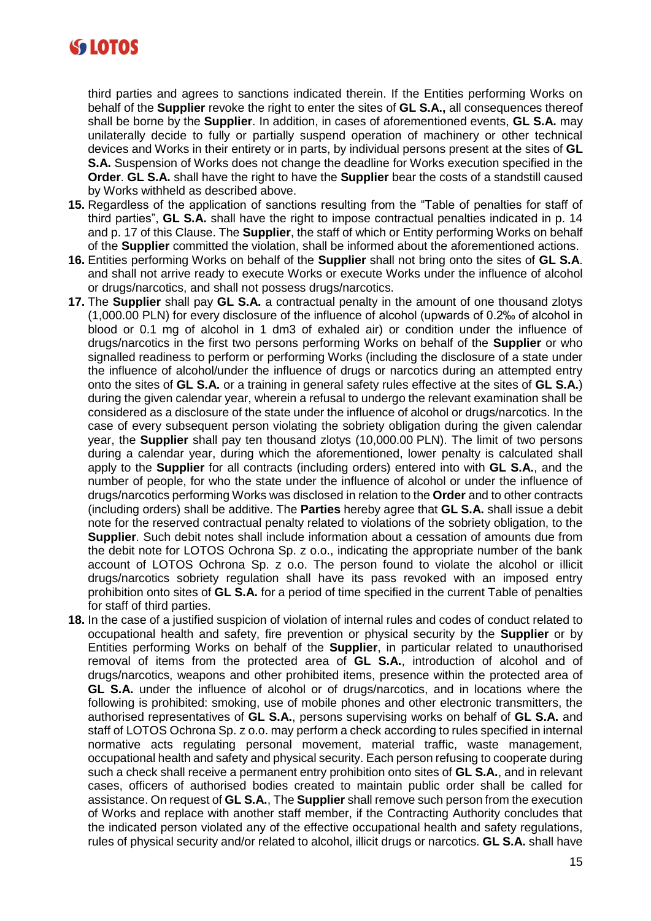third parties and agrees to sanctions indicated therein. If the Entities performing Works on behalf of the **Supplier** revoke the right to enter the sites of **GL S.A.,** all consequences thereof shall be borne by the **Supplier**. In addition, in cases of aforementioned events, **GL S.A.** may unilaterally decide to fully or partially suspend operation of machinery or other technical devices and Works in their entirety or in parts, by individual persons present at the sites of **GL S.A.** Suspension of Works does not change the deadline for Works execution specified in the **Order**. **GL S.A.** shall have the right to have the **Supplier** bear the costs of a standstill caused by Works withheld as described above.

**15.** Regardless of the application of sanctions resulting from the "Table of penalties for staff of third parties", **GL S.A.** shall have the right to impose contractual penalties indicated in p. 14 and p. 17 of this Clause. The **Supplier**, the staff of which or Entity performing Works on behalf of the **Supplier** committed the violation, shall be informed about the aforementioned actions.

**16.** Entities performing Works on behalf of the **Supplier** shall not bring onto the sites of **GL S.A**. and shall not arrive ready to execute Works or execute Works under the influence of alcohol or drugs/narcotics, and shall not possess drugs/narcotics.

**17.** The **Supplier** shall pay **GL S.A.** a contractual penalty in the amount of one thousand zlotys (1,000.00 PLN) for every disclosure of the influence of alcohol (upwards of 0.2‰ of alcohol in blood or 0.1 mg of alcohol in 1 dm3 of exhaled air) or condition under the influence of drugs/narcotics in the first two persons performing Works on behalf of the **Supplier** or who signalled readiness to perform or performing Works (including the disclosure of a state under the influence of alcohol/under the influence of drugs or narcotics during an attempted entry onto the sites of **GL S.A.** or a training in general safety rules effective at the sites of **GL S.A.**) during the given calendar year, wherein a refusal to undergo the relevant examination shall be considered as a disclosure of the state under the influence of alcohol or drugs/narcotics. In the case of every subsequent person violating the sobriety obligation during the given calendar year, the **Supplier** shall pay ten thousand zlotys (10,000.00 PLN). The limit of two persons during a calendar year, during which the aforementioned, lower penalty is calculated shall apply to the **Supplier** for all contracts (including orders) entered into with **GL S.A.**, and the number of people, for who the state under the influence of alcohol or under the influence of drugs/narcotics performing Works was disclosed in relation to the **Order** and to other contracts (including orders) shall be additive. The **Parties** hereby agree that **GL S.A.** shall issue a debit note for the reserved contractual penalty related to violations of the sobriety obligation, to the **Supplier**. Such debit notes shall include information about a cessation of amounts due from the debit note for LOTOS Ochrona Sp. z o.o., indicating the appropriate number of the bank account of LOTOS Ochrona Sp. z o.o. The person found to violate the alcohol or illicit drugs/narcotics sobriety regulation shall have its pass revoked with an imposed entry prohibition onto sites of **GL S.A.** for a period of time specified in the current Table of penalties for staff of third parties.

**18.** In the case of a justified suspicion of violation of internal rules and codes of conduct related to occupational health and safety, fire prevention or physical security by the **Supplier** or by Entities performing Works on behalf of the **Supplier**, in particular related to unauthorised removal of items from the protected area of **GL S.A.**, introduction of alcohol and of drugs/narcotics, weapons and other prohibited items, presence within the protected area of **GL S.A.** under the influence of alcohol or of drugs/narcotics, and in locations where the following is prohibited: smoking, use of mobile phones and other electronic transmitters, the authorised representatives of **GL S.A.**, persons supervising works on behalf of **GL S.A.** and staff of LOTOS Ochrona Sp. z o.o. may perform a check according to rules specified in internal normative acts regulating personal movement, material traffic, waste management, occupational health and safety and physical security. Each person refusing to cooperate during such a check shall receive a permanent entry prohibition onto sites of **GL S.A.**, and in relevant cases, officers of authorised bodies created to maintain public order shall be called for assistance. On request of **GL S.A.**, The **Supplier** shall remove such person from the execution of Works and replace with another staff member, if the Contracting Authority concludes that the indicated person violated any of the effective occupational health and safety regulations, rules of physical security and/or related to alcohol, illicit drugs or narcotics. **GL S.A.** shall have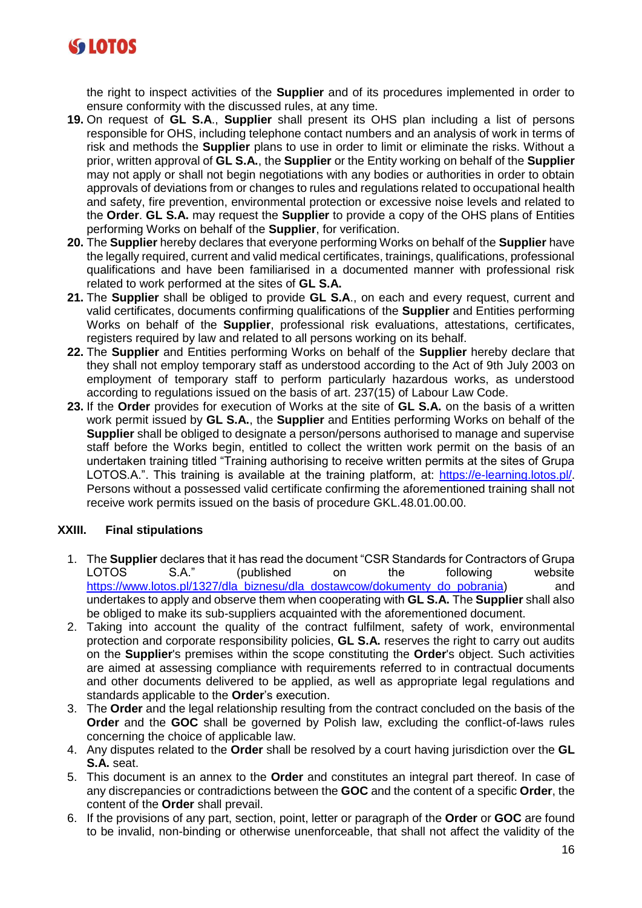the right to inspect activities of the **Supplier** and of its procedures implemented in order to ensure conformity with the discussed rules, at any time.

19. On request of **GL S.A**., **Supplier** shall present its OHS plan including a list of persons responsible for OHS, including telephone contact numbers and an analysis of work in terms of risk and methods the **Supplier** plans to use in order to limit or eliminate the risks. Without a prior, written approval of **GL S.A.**, the **Supplier** or the Entity working on behalf of the **Supplier** may not apply or shall not begin negotiations with any bodies or authorities in order to obtain approvals of deviations from or changes to rules and regulations related to occupational health and safety, fire prevention, environmental protection or excessive noise levels and related to the **Order**. **GL S.A.** may request the **Supplier** to provide a copy of the OHS plans of Entities performing Works on behalf of the **Supplier**, for verification.
20. The **Supplier** hereby declares that everyone performing Works on behalf of the **Supplier** have the legally required, current and valid medical certificates, trainings, qualifications, professional qualifications and have been familiarised in a documented manner with professional risk related to work performed at the sites of **GL S.A.**
21. The **Supplier** shall be obliged to provide **GL S.A**., on each and every request, current and valid certificates, documents confirming qualifications of the **Supplier** and Entities performing Works on behalf of the **Supplier**, professional risk evaluations, attestations, certificates, registers required by law and related to all persons working on its behalf.
22. The **Supplier** and Entities performing Works on behalf of the **Supplier** hereby declare that they shall not employ temporary staff as understood according to the Act of 9th July 2003 on employment of temporary staff to perform particularly hazardous works, as understood according to regulations issued on the basis of art. 237(15) of Labour Law Code.
23. If the **Order** provides for execution of Works at the site of **GL S.A.** on the basis of a written work permit issued by **GL S.A.**, the **Supplier** and Entities performing Works on behalf of the **Supplier** shall be obliged to designate a person/persons authorised to manage and supervise staff before the Works begin, entitled to collect the written work permit on the basis of an undertaken training titled "Training authorising to receive written permits at the sites of Grupa LOTOS.A.". This training is available at the training platform, at: https://e-learning.lotos.pl/. Persons without a possessed valid certificate confirming the aforementioned training shall not receive work permits issued on the basis of procedure GKL.48.01.00.00.

## XXIII. Final stipulations

1. The **Supplier** declares that it has read the document "CSR Standards for Contractors of Grupa LOTOS S.A." (published on the following website https://www.lotos.pl/1327/dla_biznesu/dla_dostawcow/dokumenty_do_pobrania) and undertakes to apply and observe them when cooperating with **GL S.A.** The **Supplier** shall also be obliged to make its sub-suppliers acquainted with the aforementioned document.
2. Taking into account the quality of the contract fulfilment, safety of work, environmental protection and corporate responsibility policies, **GL S.A.** reserves the right to carry out audits on the **Supplier**'s premises within the scope constituting the **Order**'s object. Such activities are aimed at assessing compliance with requirements referred to in contractual documents and other documents delivered to be applied, as well as appropriate legal regulations and standards applicable to the **Order**'s execution.
3. The **Order** and the legal relationship resulting from the contract concluded on the basis of the **Order** and the **GOC** shall be governed by Polish law, excluding the conflict-of-laws rules concerning the choice of applicable law.
4. Any disputes related to the **Order** shall be resolved by a court having jurisdiction over the **GL S.A.** seat.
5. This document is an annex to the **Order** and constitutes an integral part thereof. In case of any discrepancies or contradictions between the **GOC** and the content of a specific **Order**, the content of the **Order** shall prevail.
6. If the provisions of any part, section, point, letter or paragraph of the **Order** or **GOC** are found to be invalid, non-binding or otherwise unenforceable, that shall not affect the validity of the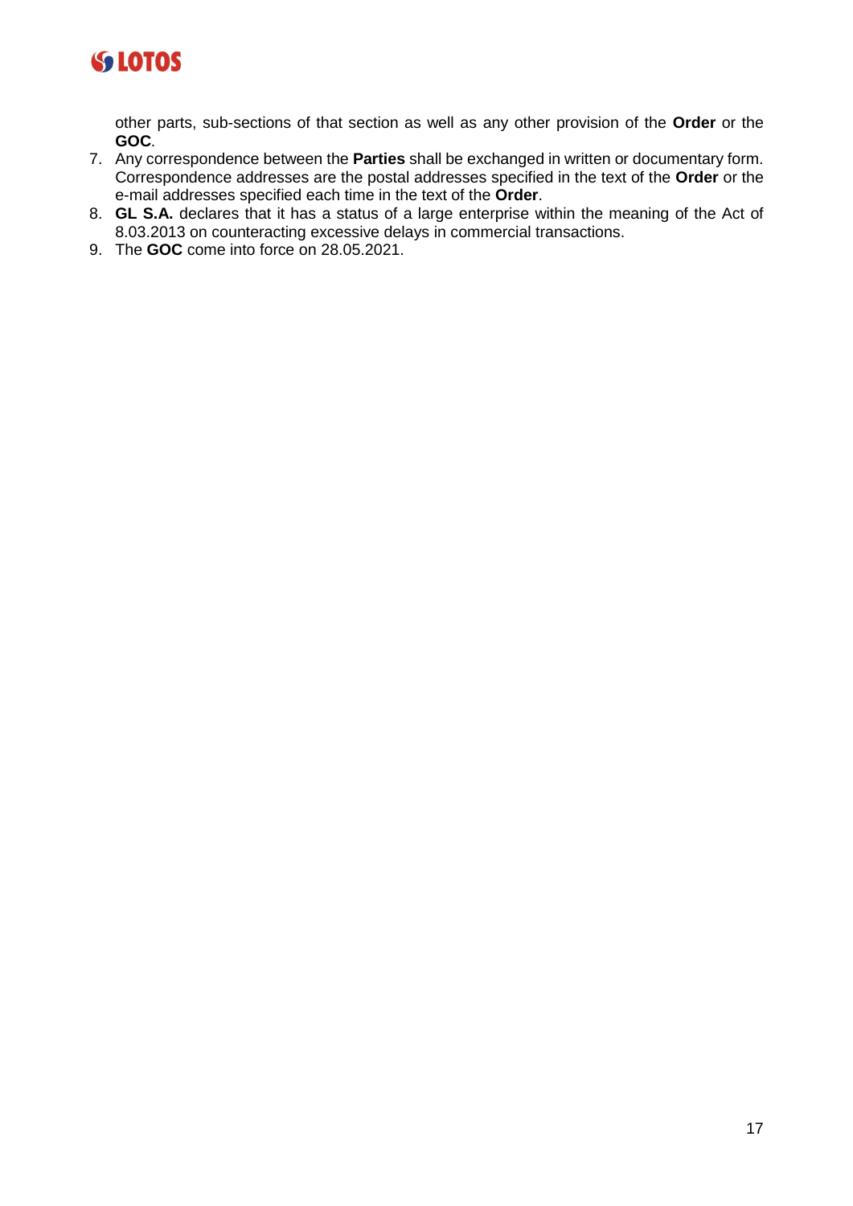other parts, sub-sections of that section as well as any other provision of the **Order** or the **GOC**.

7. Any correspondence between the **Parties** shall be exchanged in written or documentary form. Correspondence addresses are the postal addresses specified in the text of the **Order** or the e-mail addresses specified each time in the text of the **Order**.
8. **GL S.A.** declares that it has a status of a large enterprise within the meaning of the Act of 8.03.2013 on counteracting excessive delays in commercial transactions.
9. The **GOC** come into force on 28.05.2021.